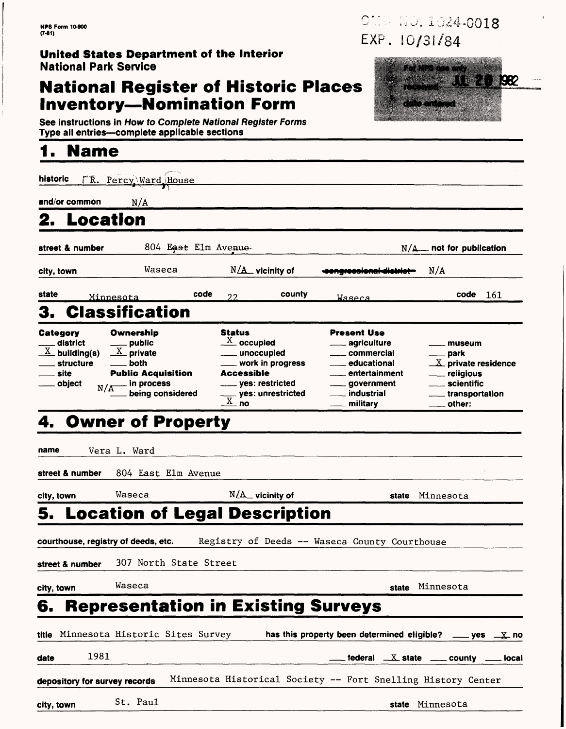NPS Form 10-900
(7-81)

OMB NO. 1024-0018
EXP. 10/31/84

**United States Department of the Interior**
**National Park Service**

# National Register of Historic Places Inventory—Nomination Form

For NPS use only
received JUL 29 1982
date entered

See instructions in *How to Complete National Register Forms*
Type all entries—complete applicable sections

## 1. Name

historic R. Percy Ward House

and/or common N/A

## 2. Location

street & number 804 East Elm Avenue — N/A not for publication

city, town Waseca — N/A vicinity of — ~~congressional district~~ N/A

state Minnesota — code 22 — county Waseca — code 161

## 3. Classification

| Category | Ownership | Status | Present Use | |
|---|---|---|---|---|
| ___ district | ___ public | X occupied | ___ agriculture | ___ museum |
| X building(s) | X private | ___ unoccupied | ___ commercial | ___ park |
| ___ structure | ___ both | ___ work in progress | ___ educational | X private residence |
| ___ site | **Public Acquisition** | **Accessible** | ___ entertainment | ___ religious |
| ___ object | N/A ___ in process | ___ yes: restricted | ___ government | ___ scientific |
| | ___ being considered | ___ yes: unrestricted | ___ industrial | ___ transportation |
| | | X no | ___ military | ___ other: |

## 4. Owner of Property

name Vera L. Ward

street & number 804 East Elm Avenue

city, town Waseca — N/A vicinity of — state Minnesota

## 5. Location of Legal Description

courthouse, registry of deeds, etc. Registry of Deeds -- Waseca County Courthouse

street & number 307 North State Street

city, town Waseca — state Minnesota

## 6. Representation in Existing Surveys

title Minnesota Historic Sites Survey — has this property been determined eligible? ___ yes X no

date 1981 — ___ federal X state ___ county ___ local

depository for survey records Minnesota Historical Society -- Fort Snelling History Center

city, town St. Paul — state Minnesota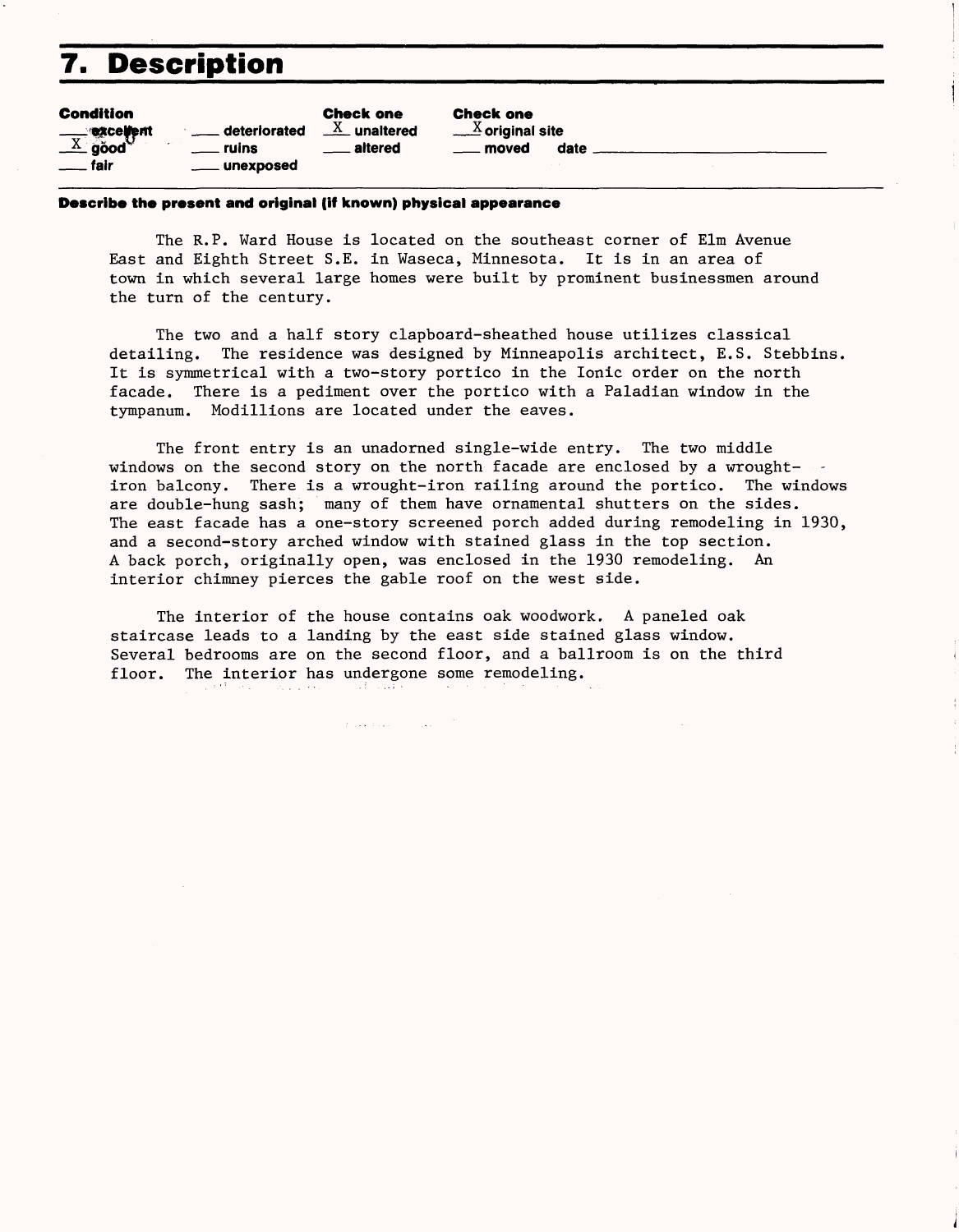# 7. Description

| Condition | | Check one | Check one |
|---|---|---|---|
| ___ excellent | ___ deteriorated | X unaltered | X original site |
| X good | ___ ruins | ___ altered | ___ moved date ___ |
| ___ fair | ___ unexposed | | |

**Describe the present and original (if known) physical appearance**

The R.P. Ward House is located on the southeast corner of Elm Avenue East and Eighth Street S.E. in Waseca, Minnesota. It is in an area of town in which several large homes were built by prominent businessmen around the turn of the century.

The two and a half story clapboard-sheathed house utilizes classical detailing. The residence was designed by Minneapolis architect, E.S. Stebbins. It is symmetrical with a two-story portico in the Ionic order on the north facade. There is a pediment over the portico with a Paladian window in the tympanum. Modillions are located under the eaves.

The front entry is an unadorned single-wide entry. The two middle windows on the second story on the north facade are enclosed by a wrought-iron balcony. There is a wrought-iron railing around the portico. The windows are double-hung sash; many of them have ornamental shutters on the sides. The east facade has a one-story screened porch added during remodeling in 1930, and a second-story arched window with stained glass in the top section. A back porch, originally open, was enclosed in the 1930 remodeling. An interior chimney pierces the gable roof on the west side.

The interior of the house contains oak woodwork. A paneled oak staircase leads to a landing by the east side stained glass window. Several bedrooms are on the second floor, and a ballroom is on the third floor. The interior has undergone some remodeling.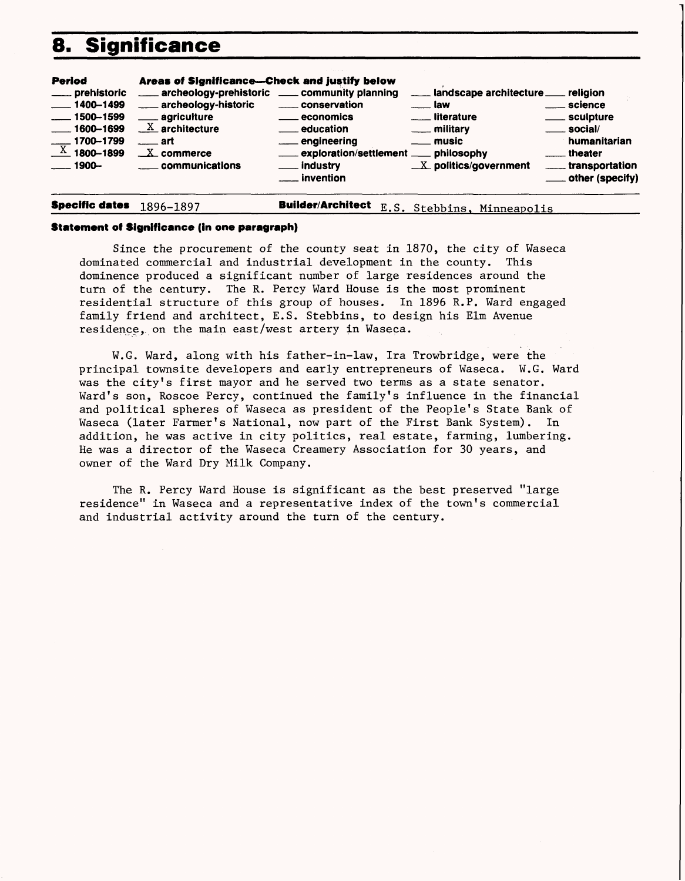# 8. Significance

| Period | Areas of Significance—Check and justify below | | | |
|---|---|---|---|---|
| ___ prehistoric | ___ archeology-prehistoric | ___ community planning | ___ landscape architecture | ___ religion |
| ___ 1400–1499 | ___ archeology-historic | ___ conservation | ___ law | ___ science |
| ___ 1500–1599 | ___ agriculture | ___ economics | ___ literature | ___ sculpture |
| ___ 1600–1699 | X architecture | ___ education | ___ military | ___ social/humanitarian |
| ___ 1700–1799 | ___ art | ___ engineering | ___ music | ___ theater |
| X 1800–1899 | X commerce | ___ exploration/settlement | ___ philosophy | ___ transportation |
| ___ 1900– | ___ communications | ___ industry | X politics/government | ___ other (specify) |
| | | ___ invention | | |

**Specific dates** 1896-1897 **Builder/Architect** E.S. Stebbins, Minneapolis

**Statement of Significance (in one paragraph)**

Since the procurement of the county seat in 1870, the city of Waseca dominated commercial and industrial development in the county. This dominence produced a significant number of large residences around the turn of the century. The R. Percy Ward House is the most prominent residential structure of this group of houses. In 1896 R.P. Ward engaged family friend and architect, E.S. Stebbins, to design his Elm Avenue residence, on the main east/west artery in Waseca.

W.G. Ward, along with his father-in-law, Ira Trowbridge, were the principal townsite developers and early entrepreneurs of Waseca. W.G. Ward was the city's first mayor and he served two terms as a state senator. Ward's son, Roscoe Percy, continued the family's influence in the financial and political spheres of Waseca as president of the People's State Bank of Waseca (later Farmer's National, now part of the First Bank System). In addition, he was active in city politics, real estate, farming, lumbering. He was a director of the Waseca Creamery Association for 30 years, and owner of the Ward Dry Milk Company.

The R. Percy Ward House is significant as the best preserved "large residence" in Waseca and a representative index of the town's commercial and industrial activity around the turn of the century.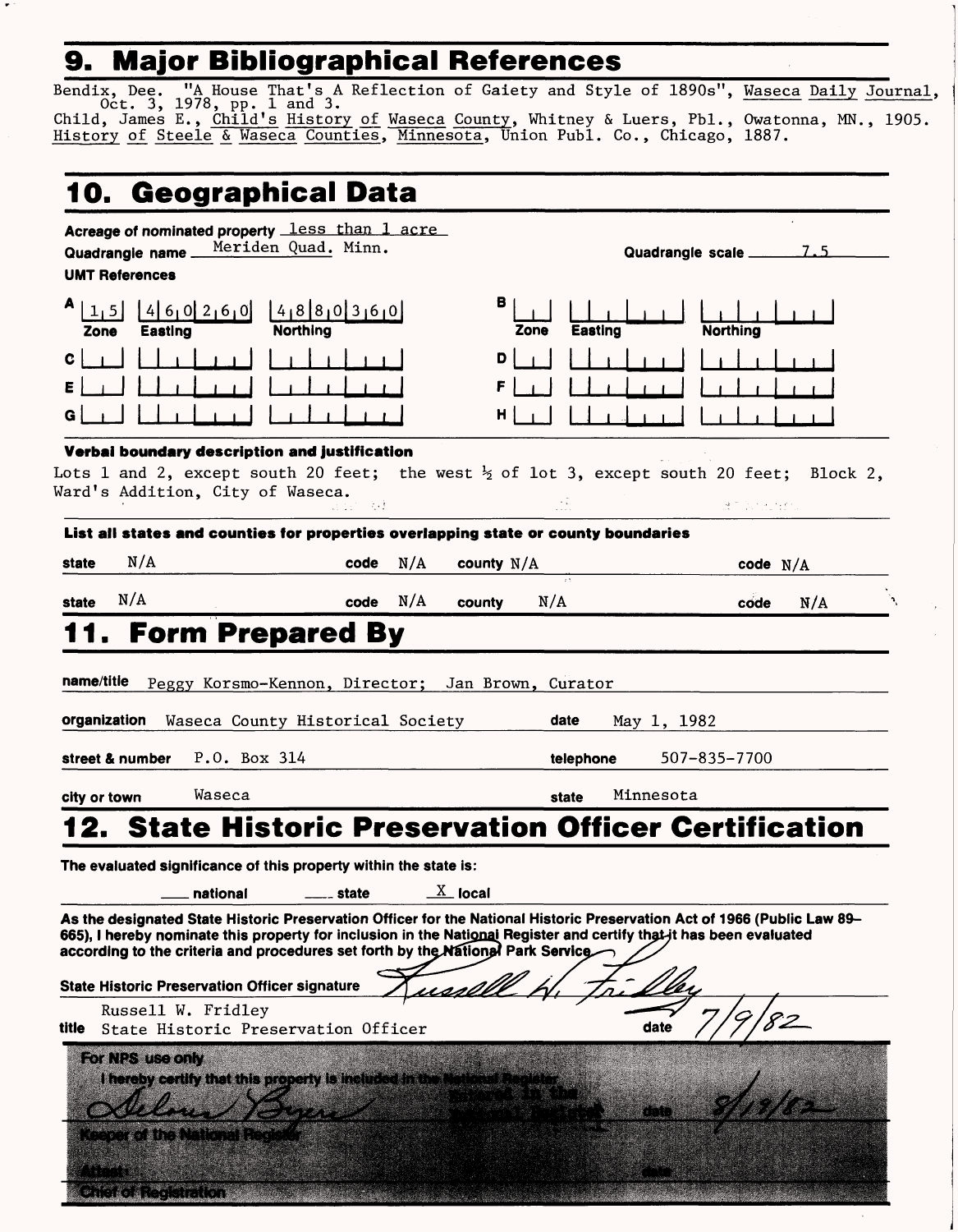## 9. Major Bibliographical References

Bendix, Dee. "A House That's A Reflection of Gaiety and Style of 1890s", Waseca Daily Journal, Oct. 3, 1978, pp. 1 and 3.
Child, James E., Child's History of Waseca County, Whitney & Luers, Pbl., Owatonna, MN., 1905.
History of Steele & Waseca Counties, Minnesota, Union Publ. Co., Chicago, 1887.

## 10. Geographical Data

**Acreage of nominated property** less than 1 acre
**Quadrangle name** Meriden Quad. Minn. **Quadrangle scale** 7.5
**UMT References**

| | Zone | Easting | Northing | | Zone | Easting | Northing |
|---|---|---|---|---|---|---|---|
| A | 1 5 | 4 6 0 2 6 0 | 4 8 8 0 3 6 0 | B | | | |
| C | | | | D | | | |
| E | | | | F | | | |
| G | | | | H | | | |

**Verbal boundary description and justification**
Lots 1 and 2, except south 20 feet; the west ½ of lot 3, except south 20 feet; Block 2, Ward's Addition, City of Waseca.

**List all states and counties for properties overlapping state or county boundaries**

| state | N/A | code | N/A | county | N/A | code | N/A |
|---|---|---|---|---|---|---|---|
| state | N/A | code | N/A | county | N/A | code | N/A |

## 11. Form Prepared By

**name/title** Peggy Korsmo-Kennon, Director; Jan Brown, Curator
**organization** Waseca County Historical Society **date** May 1, 1982
**street & number** P.O. Box 314 **telephone** 507-835-7700
**city or town** Waseca **state** Minnesota

## 12. State Historic Preservation Officer Certification

**The evaluated significance of this property within the state is:**

___ national ___ state X local

As the designated State Historic Preservation Officer for the National Historic Preservation Act of 1966 (Public Law 89-665), I hereby nominate this property for inclusion in the National Register and certify that it has been evaluated according to the criteria and procedures set forth by the National Park Service.

**State Historic Preservation Officer signature** Russell W. Fridley

**title** Russell W. Fridley
State Historic Preservation Officer **date** 7/9/82

**For NPS use only**
I hereby certify that this property is included in the National Register
Entered in the National Register
Delores Byers **date** 8/19/82
Keeper of the National Register

Attest: **date**
Chief of Registration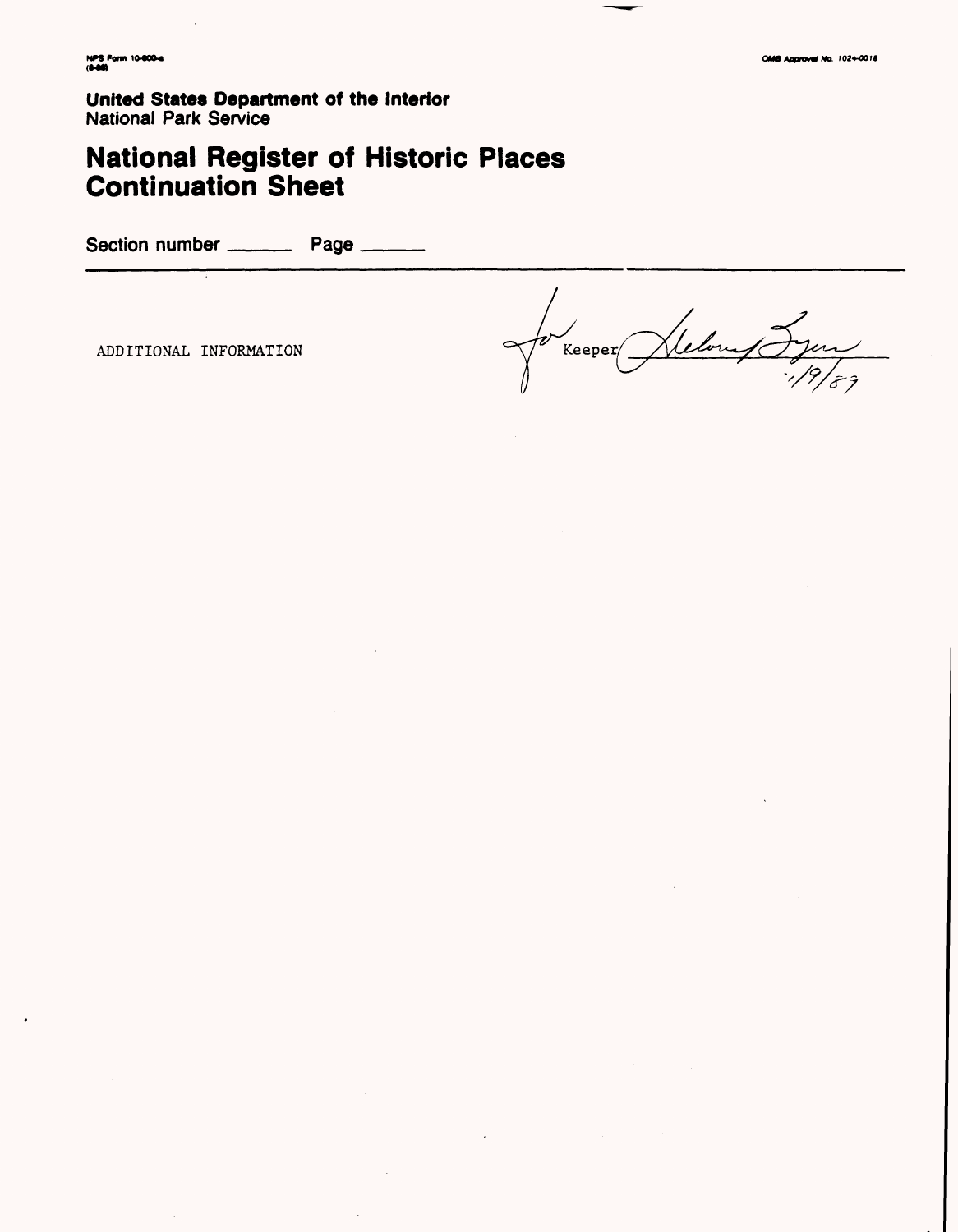United States Department of the Interior
National Park Service

# National Register of Historic Places Continuation Sheet

Section number ______ Page ______

ADDITIONAL INFORMATION

for Keeper Delores Byers 1/9/89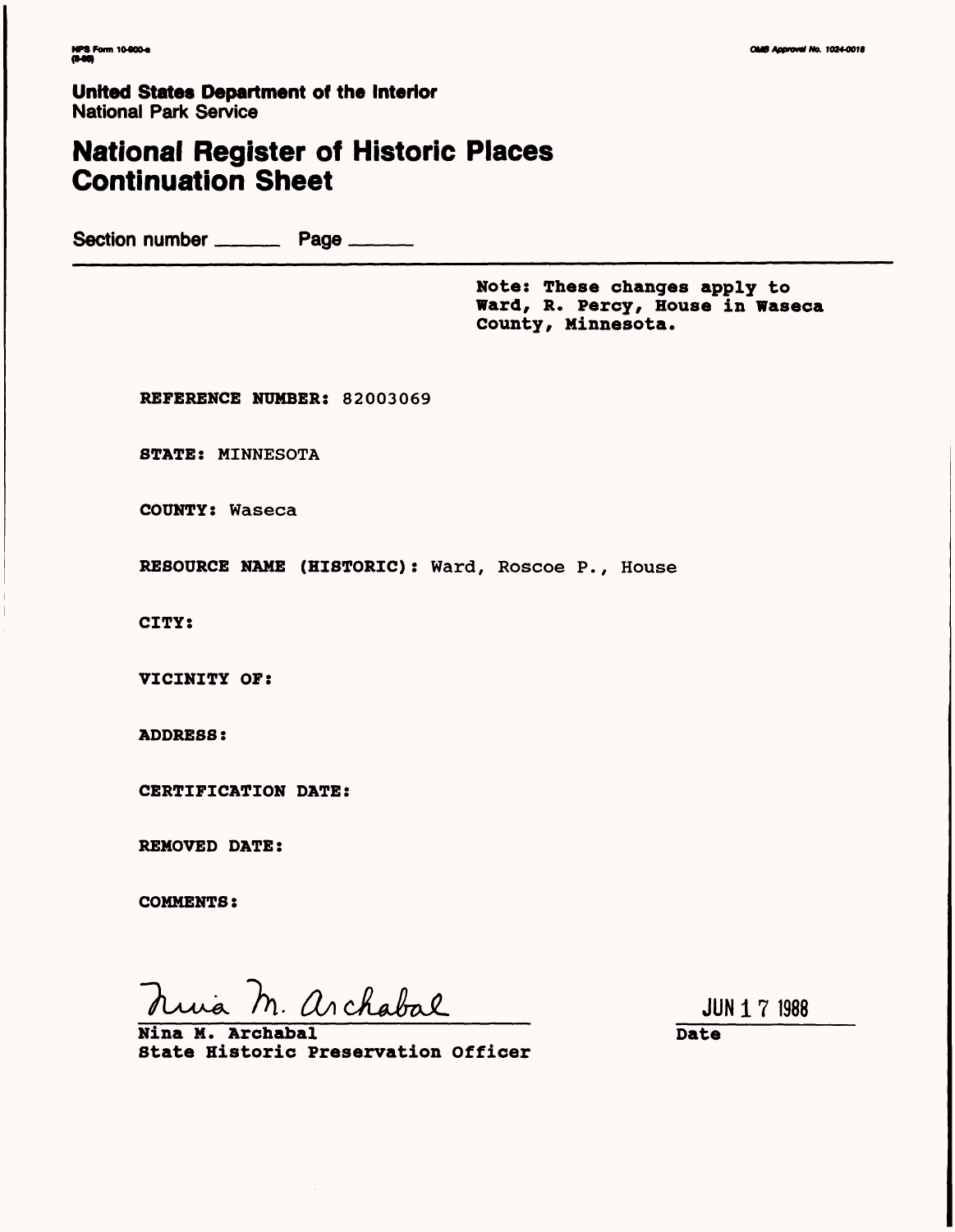NPS Form 10-900-a
(8-86)

OMB Approval No. 1024-0018

**United States Department of the Interior**
National Park Service

# National Register of Historic Places Continuation Sheet

Section number ______ Page ______

**Note: These changes apply to Ward, R. Percy, House in Waseca County, Minnesota.**

**REFERENCE NUMBER:** 82003069

**STATE:** MINNESOTA

**COUNTY:** Waseca

**RESOURCE NAME (HISTORIC):** Ward, Roscoe P., House

**CITY:**

**VICINITY OF:**

**ADDRESS:**

**CERTIFICATION DATE:**

**REMOVED DATE:**

**COMMENTS:**

Nina M. Archabal

**Nina M. Archabal**
**State Historic Preservation Officer**

JUN 17 1988
**Date**